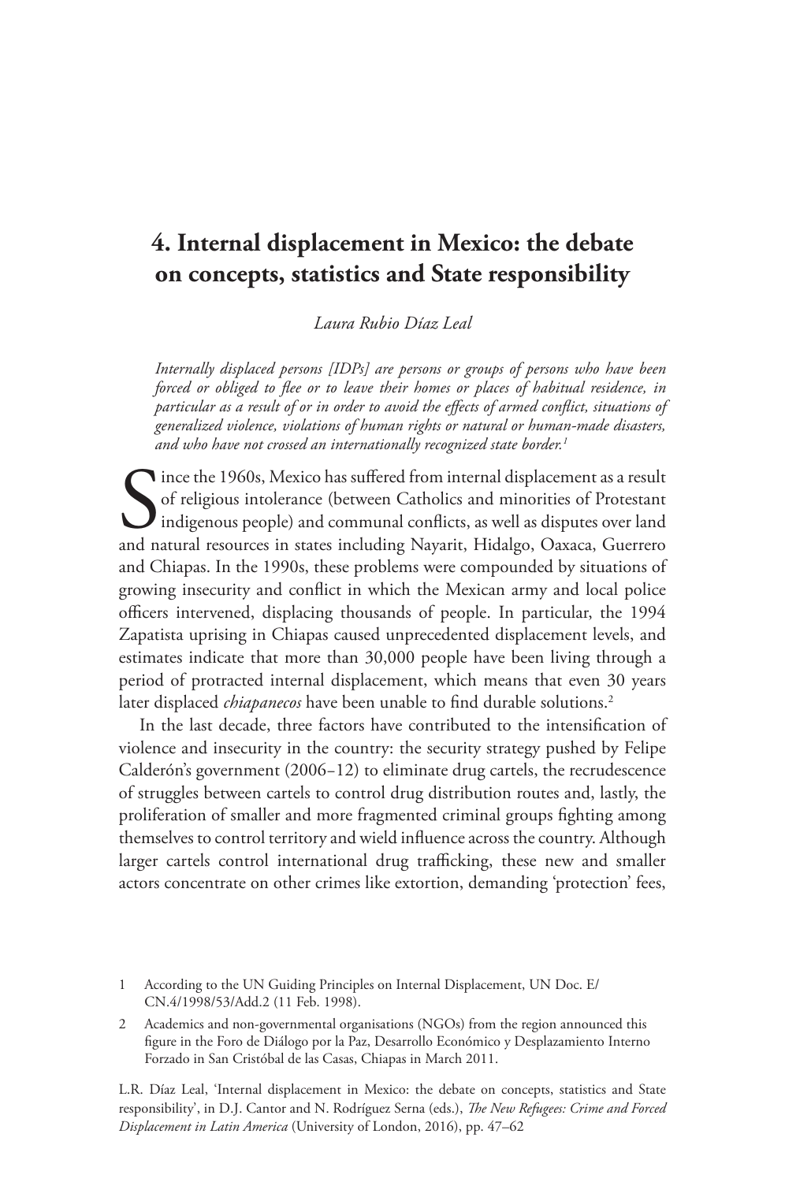# 4. Internal displacement in Mexico: the debate on concepts, statistics and State responsibility

*Laura Rubio Díaz Leal*

*Internally displaced persons [IDPs] are persons or groups of persons who have been forced or obliged to flee or to leave their homes or places of habitual residence, in particular as a result of or in order to avoid the effects of armed conflict, situations of generalized violence, violations of human rights or natural or human-made disasters, and who have not crossed an internationally recognized state border.*[1]

Since the 1960s, Mexico has suffered from internal displacement as a result of religious intolerance (between Catholics and minorities of Protestant indigenous people) and communal conflicts, as well as disputes over land and natural resources in states including Nayarit, Hidalgo, Oaxaca, Guerrero and Chiapas. In the 1990s, these problems were compounded by situations of growing insecurity and conflict in which the Mexican army and local police officers intervened, displacing thousands of people. In particular, the 1994 Zapatista uprising in Chiapas caused unprecedented displacement levels, and estimates indicate that more than 30,000 people have been living through a period of protracted internal displacement, which means that even 30 years later displaced *chiapanecos* have been unable to find durable solutions.[2]

In the last decade, three factors have contributed to the intensification of violence and insecurity in the country: the security strategy pushed by Felipe Calderón's government (2006–12) to eliminate drug cartels, the recrudescence of struggles between cartels to control drug distribution routes and, lastly, the proliferation of smaller and more fragmented criminal groups fighting among themselves to control territory and wield influence across the country. Although larger cartels control international drug trafficking, these new and smaller actors concentrate on other crimes like extortion, demanding 'protection' fees,

1 According to the UN Guiding Principles on Internal Displacement, UN Doc. E/CN.4/1998/53/Add.2 (11 Feb. 1998).

2 Academics and non-governmental organisations (NGOs) from the region announced this figure in the Foro de Diálogo por la Paz, Desarrollo Económico y Desplazamiento Interno Forzado in San Cristóbal de las Casas, Chiapas in March 2011.

L.R. Díaz Leal, 'Internal displacement in Mexico: the debate on concepts, statistics and State responsibility', in D.J. Cantor and N. Rodríguez Serna (eds.), *The New Refugees: Crime and Forced Displacement in Latin America* (University of London, 2016), pp. 47–62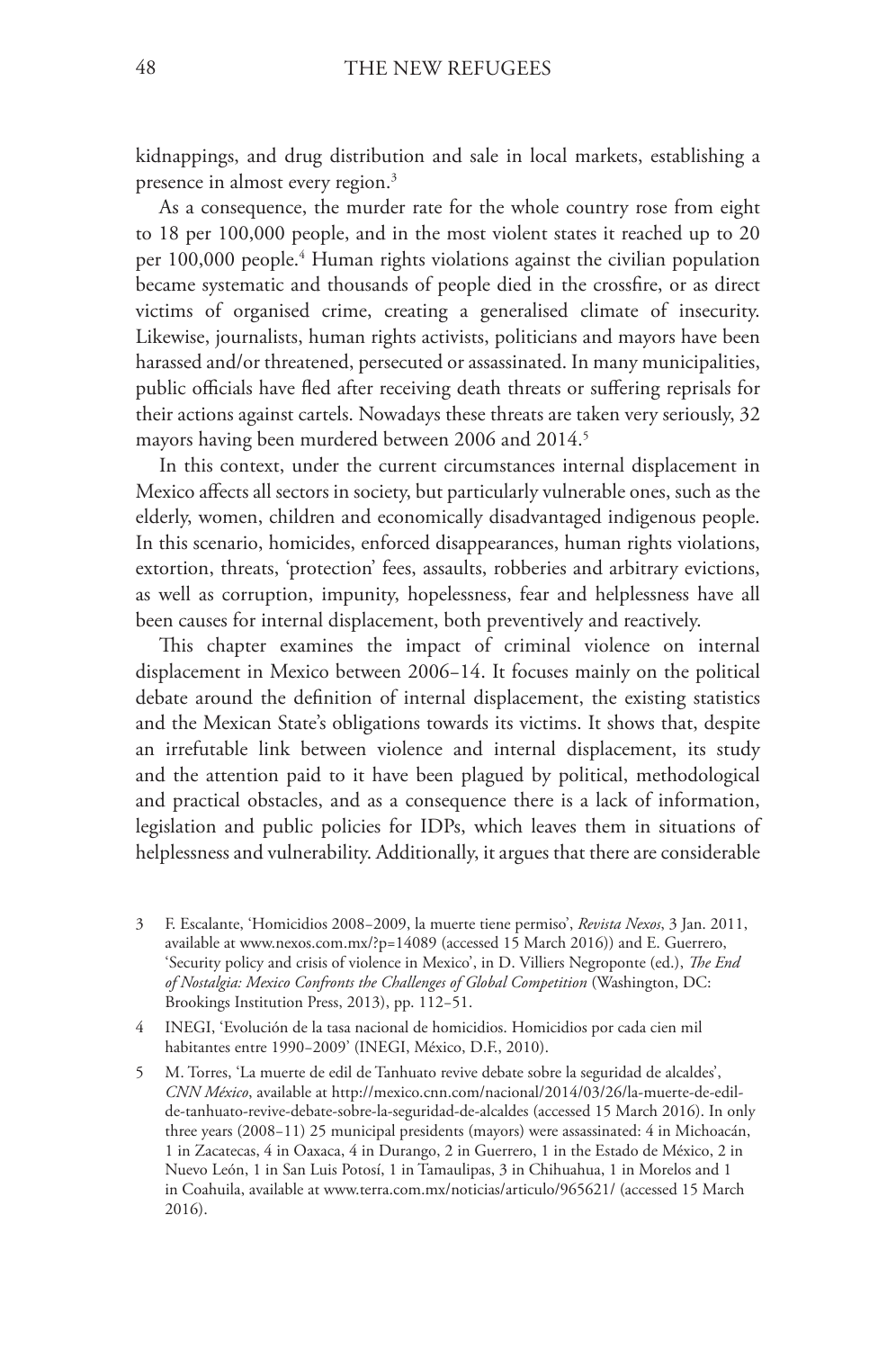kidnappings, and drug distribution and sale in local markets, establishing a presence in almost every region.[3]

As a consequence, the murder rate for the whole country rose from eight to 18 per 100,000 people, and in the most violent states it reached up to 20 per 100,000 people.[4] Human rights violations against the civilian population became systematic and thousands of people died in the crossfire, or as direct victims of organised crime, creating a generalised climate of insecurity. Likewise, journalists, human rights activists, politicians and mayors have been harassed and/or threatened, persecuted or assassinated. In many municipalities, public officials have fled after receiving death threats or suffering reprisals for their actions against cartels. Nowadays these threats are taken very seriously, 32 mayors having been murdered between 2006 and 2014.[5]

In this context, under the current circumstances internal displacement in Mexico affects all sectors in society, but particularly vulnerable ones, such as the elderly, women, children and economically disadvantaged indigenous people. In this scenario, homicides, enforced disappearances, human rights violations, extortion, threats, 'protection' fees, assaults, robberies and arbitrary evictions, as well as corruption, impunity, hopelessness, fear and helplessness have all been causes for internal displacement, both preventively and reactively.

This chapter examines the impact of criminal violence on internal displacement in Mexico between 2006–14. It focuses mainly on the political debate around the definition of internal displacement, the existing statistics and the Mexican State's obligations towards its victims. It shows that, despite an irrefutable link between violence and internal displacement, its study and the attention paid to it have been plagued by political, methodological and practical obstacles, and as a consequence there is a lack of information, legislation and public policies for IDPs, which leaves them in situations of helplessness and vulnerability. Additionally, it argues that there are considerable

3 F. Escalante, 'Homicidios 2008–2009, la muerte tiene permiso', *Revista Nexos*, 3 Jan. 2011, available at www.nexos.com.mx/?p=14089 (accessed 15 March 2016)) and E. Guerrero, 'Security policy and crisis of violence in Mexico', in D. Villiers Negroponte (ed.), *The End of Nostalgia: Mexico Confronts the Challenges of Global Competition* (Washington, DC: Brookings Institution Press, 2013), pp. 112–51.

4 INEGI, 'Evolución de la tasa nacional de homicidios. Homicidios por cada cien mil habitantes entre 1990–2009' (INEGI, México, D.F., 2010).

5 M. Torres, 'La muerte de edil de Tanhuato revive debate sobre la seguridad de alcaldes', *CNN México*, available at http://mexico.cnn.com/nacional/2014/03/26/la-muerte-de-edil-de-tanhuato-revive-debate-sobre-la-seguridad-de-alcaldes (accessed 15 March 2016). In only three years (2008–11) 25 municipal presidents (mayors) were assassinated: 4 in Michoacán, 1 in Zacatecas, 4 in Oaxaca, 4 in Durango, 2 in Guerrero, 1 in the Estado de México, 2 in Nuevo León, 1 in San Luis Potosí, 1 in Tamaulipas, 3 in Chihuahua, 1 in Morelos and 1 in Coahuila, available at www.terra.com.mx/noticias/articulo/965621/ (accessed 15 March 2016).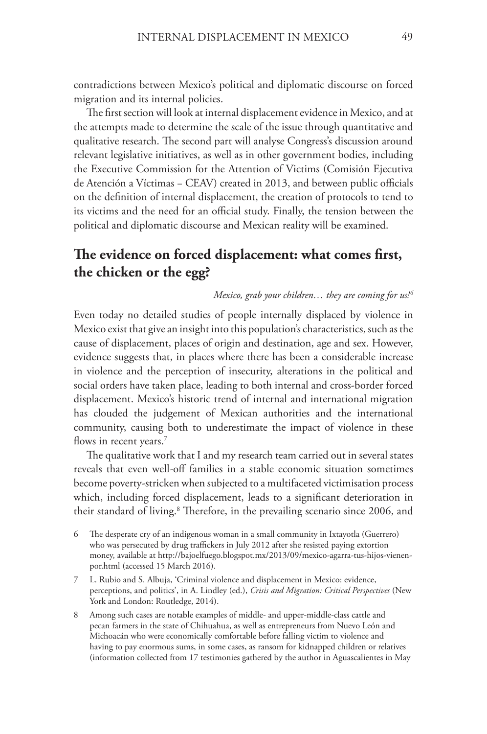contradictions between Mexico's political and diplomatic discourse on forced migration and its internal policies.

The first section will look at internal displacement evidence in Mexico, and at the attempts made to determine the scale of the issue through quantitative and qualitative research. The second part will analyse Congress's discussion around relevant legislative initiatives, as well as in other government bodies, including the Executive Commission for the Attention of Victims (Comisión Ejecutiva de Atención a Víctimas – CEAV) created in 2013, and between public officials on the definition of internal displacement, the creation of protocols to tend to its victims and the need for an official study. Finally, the tension between the political and diplomatic discourse and Mexican reality will be examined.

## The evidence on forced displacement: what comes first, the chicken or the egg?

*Mexico, grab your children… they are coming for us!*[6]

Even today no detailed studies of people internally displaced by violence in Mexico exist that give an insight into this population's characteristics, such as the cause of displacement, places of origin and destination, age and sex. However, evidence suggests that, in places where there has been a considerable increase in violence and the perception of insecurity, alterations in the political and social orders have taken place, leading to both internal and cross-border forced displacement. Mexico's historic trend of internal and international migration has clouded the judgement of Mexican authorities and the international community, causing both to underestimate the impact of violence in these flows in recent years.[7]

The qualitative work that I and my research team carried out in several states reveals that even well-off families in a stable economic situation sometimes become poverty-stricken when subjected to a multifaceted victimisation process which, including forced displacement, leads to a significant deterioration in their standard of living.[8] Therefore, in the prevailing scenario since 2006, and

6 The desperate cry of an indigenous woman in a small community in Ixtayotla (Guerrero) who was persecuted by drug traffickers in July 2012 after she resisted paying extortion money, available at http://bajoelfuego.blogspot.mx/2013/09/mexico-agarra-tus-hijos-vienen-por.html (accessed 15 March 2016).

7 L. Rubio and S. Albuja, 'Criminal violence and displacement in Mexico: evidence, perceptions, and politics', in A. Lindley (ed.), *Crisis and Migration: Critical Perspectives* (New York and London: Routledge, 2014).

8 Among such cases are notable examples of middle- and upper-middle-class cattle and pecan farmers in the state of Chihuahua, as well as entrepreneurs from Nuevo León and Michoacán who were economically comfortable before falling victim to violence and having to pay enormous sums, in some cases, as ransom for kidnapped children or relatives (information collected from 17 testimonies gathered by the author in Aguascalientes in May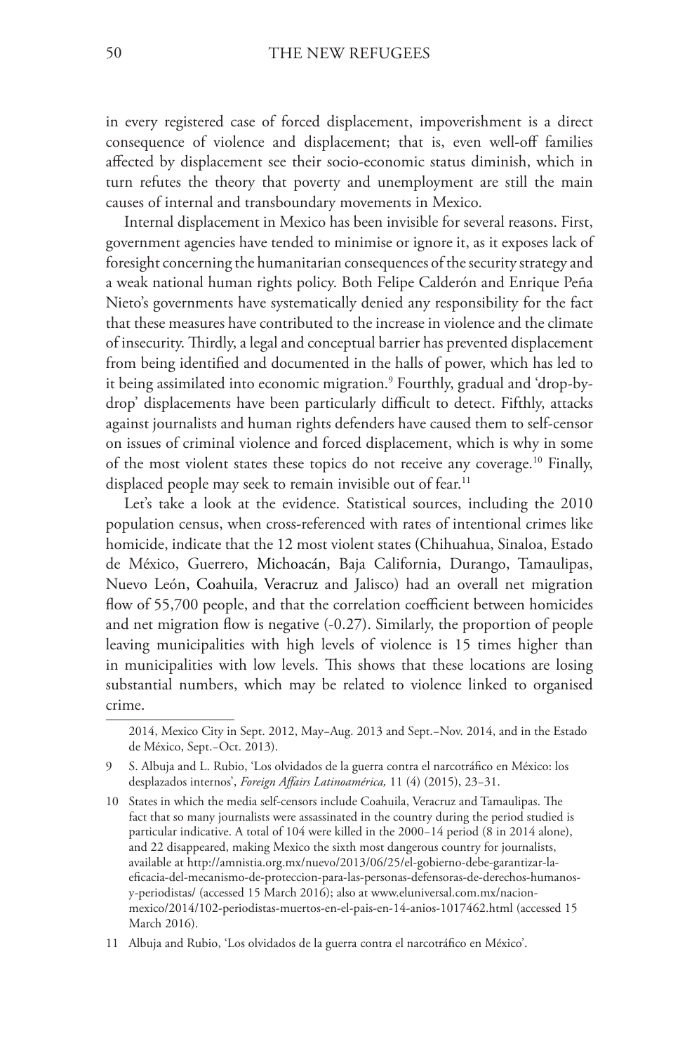in every registered case of forced displacement, impoverishment is a direct consequence of violence and displacement; that is, even well-off families affected by displacement see their socio-economic status diminish, which in turn refutes the theory that poverty and unemployment are still the main causes of internal and transboundary movements in Mexico.

Internal displacement in Mexico has been invisible for several reasons. First, government agencies have tended to minimise or ignore it, as it exposes lack of foresight concerning the humanitarian consequences of the security strategy and a weak national human rights policy. Both Felipe Calderón and Enrique Peña Nieto's governments have systematically denied any responsibility for the fact that these measures have contributed to the increase in violence and the climate of insecurity. Thirdly, a legal and conceptual barrier has prevented displacement from being identified and documented in the halls of power, which has led to it being assimilated into economic migration.[9] Fourthly, gradual and 'drop-by-drop' displacements have been particularly difficult to detect. Fifthly, attacks against journalists and human rights defenders have caused them to self-censor on issues of criminal violence and forced displacement, which is why in some of the most violent states these topics do not receive any coverage.[10] Finally, displaced people may seek to remain invisible out of fear.[11]

Let's take a look at the evidence. Statistical sources, including the 2010 population census, when cross-referenced with rates of intentional crimes like homicide, indicate that the 12 most violent states (Chihuahua, Sinaloa, Estado de México, Guerrero, Michoacán, Baja California, Durango, Tamaulipas, Nuevo León, Coahuila, Veracruz and Jalisco) had an overall net migration flow of 55,700 people, and that the correlation coefficient between homicides and net migration flow is negative (-0.27). Similarly, the proportion of people leaving municipalities with high levels of violence is 15 times higher than in municipalities with low levels. This shows that these locations are losing substantial numbers, which may be related to violence linked to organised crime.

---

2014, Mexico City in Sept. 2012, May–Aug. 2013 and Sept.–Nov. 2014, and in the Estado de México, Sept.–Oct. 2013).

9 S. Albuja and L. Rubio, 'Los olvidados de la guerra contra el narcotráfico en México: los desplazados internos', *Foreign Affairs Latinoamérica,* 11 (4) (2015), 23–31.

10 States in which the media self-censors include Coahuila, Veracruz and Tamaulipas. The fact that so many journalists were assassinated in the country during the period studied is particular indicative. A total of 104 were killed in the 2000–14 period (8 in 2014 alone), and 22 disappeared, making Mexico the sixth most dangerous country for journalists, available at http://amnistia.org.mx/nuevo/2013/06/25/el-gobierno-debe-garantizar-la-eficacia-del-mecanismo-de-proteccion-para-las-personas-defensoras-de-derechos-humanos-y-periodistas/ (accessed 15 March 2016); also at www.eluniversal.com.mx/nacion-mexico/2014/102-periodistas-muertos-en-el-pais-en-14-anios-1017462.html (accessed 15 March 2016).

11 Albuja and Rubio, 'Los olvidados de la guerra contra el narcotráfico en México'.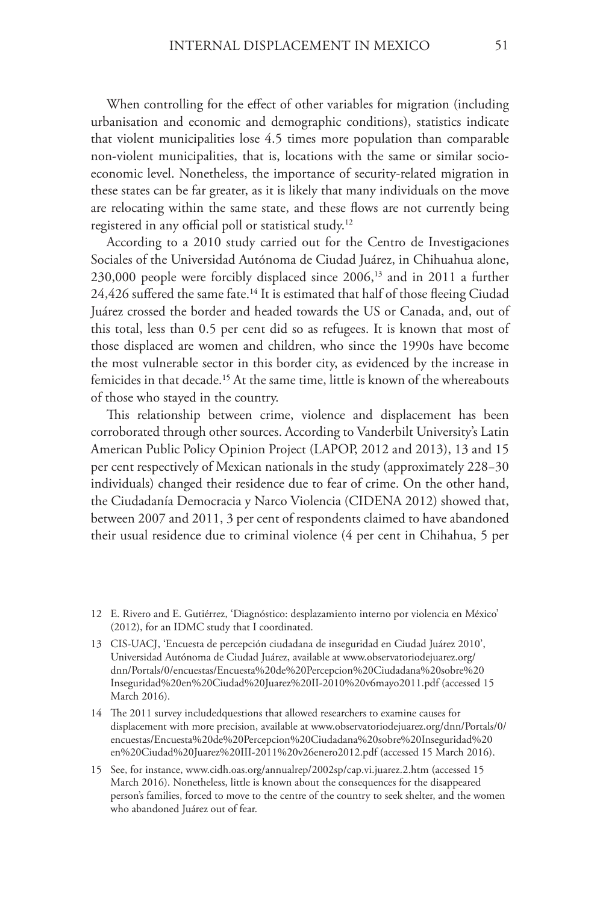When controlling for the effect of other variables for migration (including urbanisation and economic and demographic conditions), statistics indicate that violent municipalities lose 4.5 times more population than comparable non-violent municipalities, that is, locations with the same or similar socio-economic level. Nonetheless, the importance of security-related migration in these states can be far greater, as it is likely that many individuals on the move are relocating within the same state, and these flows are not currently being registered in any official poll or statistical study.[12]

According to a 2010 study carried out for the Centro de Investigaciones Sociales of the Universidad Autónoma de Ciudad Juárez, in Chihuahua alone, 230,000 people were forcibly displaced since 2006,[13] and in 2011 a further 24,426 suffered the same fate.[14] It is estimated that half of those fleeing Ciudad Juárez crossed the border and headed towards the US or Canada, and, out of this total, less than 0.5 per cent did so as refugees. It is known that most of those displaced are women and children, who since the 1990s have become the most vulnerable sector in this border city, as evidenced by the increase in femicides in that decade.[15] At the same time, little is known of the whereabouts of those who stayed in the country.

This relationship between crime, violence and displacement has been corroborated through other sources. According to Vanderbilt University's Latin American Public Policy Opinion Project (LAPOP, 2012 and 2013), 13 and 15 per cent respectively of Mexican nationals in the study (approximately 228–30 individuals) changed their residence due to fear of crime. On the other hand, the Ciudadanía Democracia y Narco Violencia (CIDENA 2012) showed that, between 2007 and 2011, 3 per cent of respondents claimed to have abandoned their usual residence due to criminal violence (4 per cent in Chihahua, 5 per

12 E. Rivero and E. Gutiérrez, 'Diagnóstico: desplazamiento interno por violencia en México' (2012), for an IDMC study that I coordinated.

13 CIS-UACJ, 'Encuesta de percepción ciudadana de inseguridad en Ciudad Juárez 2010', Universidad Autónoma de Ciudad Juárez, available at www.observatoriodejuarez.org/dnn/Portals/0/encuestas/Encuesta%20de%20Percepcion%20Ciudadana%20sobre%20Inseguridad%20en%20Ciudad%20Juarez%20II-2010%20v6mayo2011.pdf (accessed 15 March 2016).

14 The 2011 survey includedquestions that allowed researchers to examine causes for displacement with more precision, available at www.observatoriodejuarez.org/dnn/Portals/0/encuestas/Encuesta%20de%20Percepcion%20Ciudadana%20sobre%20Inseguridad%20en%20Ciudad%20Juarez%20III-2011%20v26enero2012.pdf (accessed 15 March 2016).

15 See, for instance, www.cidh.oas.org/annualrep/2002sp/cap.vi.juarez.2.htm (accessed 15 March 2016). Nonetheless, little is known about the consequences for the disappeared person's families, forced to move to the centre of the country to seek shelter, and the women who abandoned Juárez out of fear.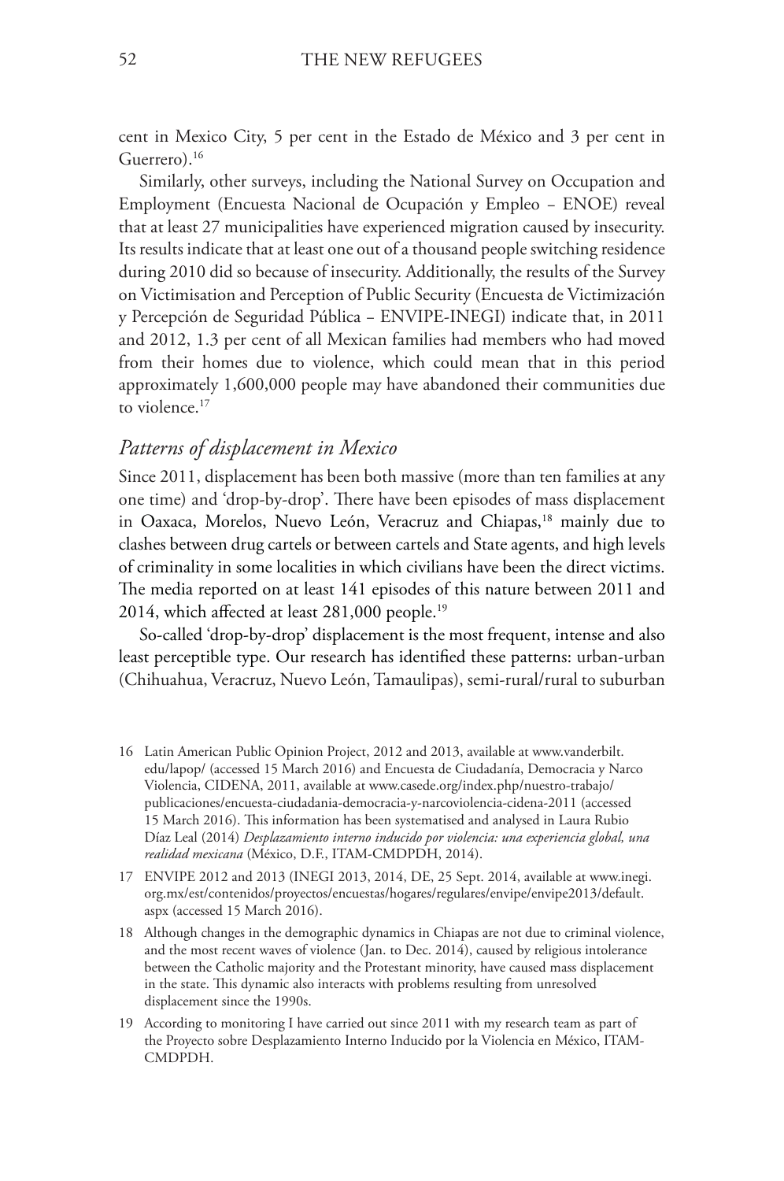cent in Mexico City, 5 per cent in the Estado de México and 3 per cent in Guerrero).[16]

Similarly, other surveys, including the National Survey on Occupation and Employment (Encuesta Nacional de Ocupación y Empleo – ENOE) reveal that at least 27 municipalities have experienced migration caused by insecurity. Its results indicate that at least one out of a thousand people switching residence during 2010 did so because of insecurity. Additionally, the results of the Survey on Victimisation and Perception of Public Security (Encuesta de Victimización y Percepción de Seguridad Pública – ENVIPE-INEGI) indicate that, in 2011 and 2012, 1.3 per cent of all Mexican families had members who had moved from their homes due to violence, which could mean that in this period approximately 1,600,000 people may have abandoned their communities due to violence.[17]

## *Patterns of displacement in Mexico*

Since 2011, displacement has been both massive (more than ten families at any one time) and 'drop-by-drop'. There have been episodes of mass displacement in Oaxaca, Morelos, Nuevo León, Veracruz and Chiapas,[18] mainly due to clashes between drug cartels or between cartels and State agents, and high levels of criminality in some localities in which civilians have been the direct victims. The media reported on at least 141 episodes of this nature between 2011 and 2014, which affected at least 281,000 people.[19]

So-called 'drop-by-drop' displacement is the most frequent, intense and also least perceptible type. Our research has identified these patterns: urban-urban (Chihuahua, Veracruz, Nuevo León, Tamaulipas), semi-rural/rural to suburban

---

16 Latin American Public Opinion Project, 2012 and 2013, available at www.vanderbilt.edu/lapop/ (accessed 15 March 2016) and Encuesta de Ciudadanía, Democracia y Narco Violencia, CIDENA, 2011, available at www.casede.org/index.php/nuestro-trabajo/publicaciones/encuesta-ciudadania-democracia-y-narcoviolencia-cidena-2011 (accessed 15 March 2016). This information has been systematised and analysed in Laura Rubio Díaz Leal (2014) *Desplazamiento interno inducido por violencia: una experiencia global, una realidad mexicana* (México, D.F., ITAM-CMDPDH, 2014).

17 ENVIPE 2012 and 2013 (INEGI 2013, 2014, DE, 25 Sept. 2014, available at www.inegi.org.mx/est/contenidos/proyectos/encuestas/hogares/regulares/envipe/envipe2013/default.aspx (accessed 15 March 2016).

18 Although changes in the demographic dynamics in Chiapas are not due to criminal violence, and the most recent waves of violence (Jan. to Dec. 2014), caused by religious intolerance between the Catholic majority and the Protestant minority, have caused mass displacement in the state. This dynamic also interacts with problems resulting from unresolved displacement since the 1990s.

19 According to monitoring I have carried out since 2011 with my research team as part of the Proyecto sobre Desplazamiento Interno Inducido por la Violencia en México, ITAM-CMDPDH.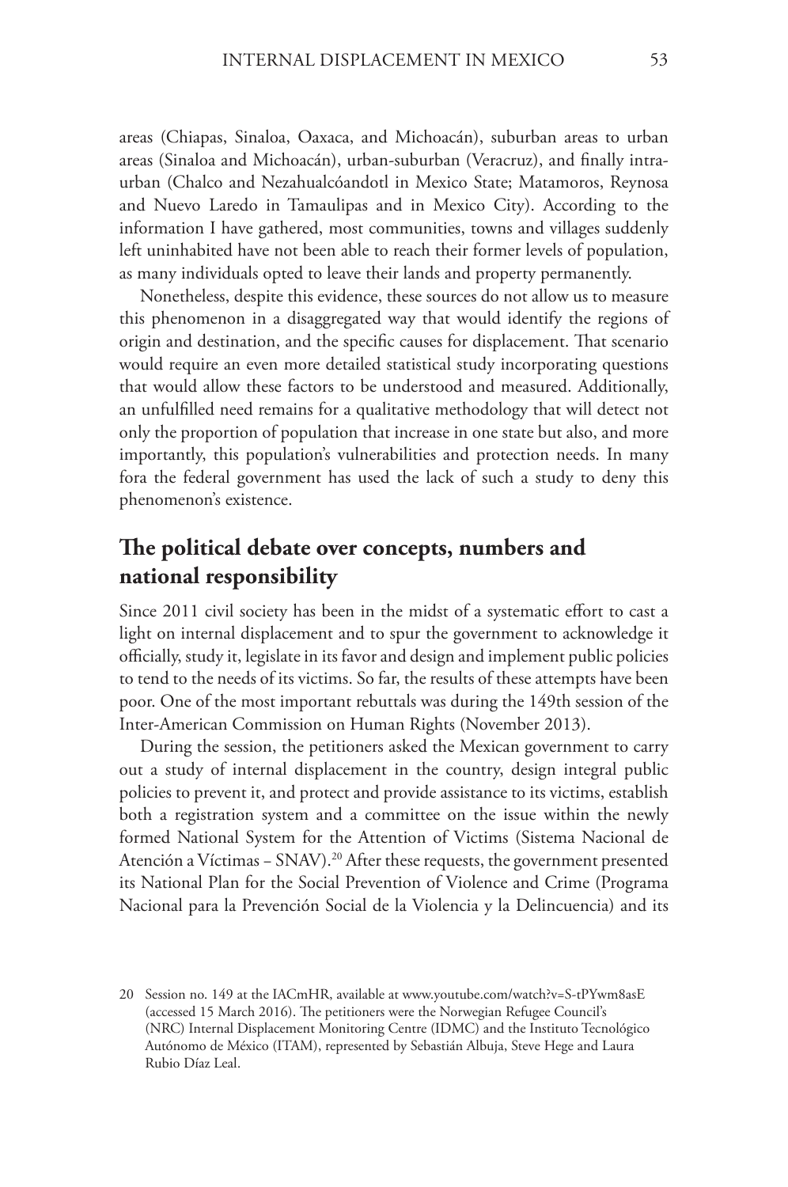areas (Chiapas, Sinaloa, Oaxaca, and Michoacán), suburban areas to urban areas (Sinaloa and Michoacán), urban-suburban (Veracruz), and finally intra-urban (Chalco and Nezahualcóandotl in Mexico State; Matamoros, Reynosa and Nuevo Laredo in Tamaulipas and in Mexico City). According to the information I have gathered, most communities, towns and villages suddenly left uninhabited have not been able to reach their former levels of population, as many individuals opted to leave their lands and property permanently.

Nonetheless, despite this evidence, these sources do not allow us to measure this phenomenon in a disaggregated way that would identify the regions of origin and destination, and the specific causes for displacement. That scenario would require an even more detailed statistical study incorporating questions that would allow these factors to be understood and measured. Additionally, an unfulfilled need remains for a qualitative methodology that will detect not only the proportion of population that increase in one state but also, and more importantly, this population's vulnerabilities and protection needs. In many fora the federal government has used the lack of such a study to deny this phenomenon's existence.

## The political debate over concepts, numbers and national responsibility

Since 2011 civil society has been in the midst of a systematic effort to cast a light on internal displacement and to spur the government to acknowledge it officially, study it, legislate in its favor and design and implement public policies to tend to the needs of its victims. So far, the results of these attempts have been poor. One of the most important rebuttals was during the 149th session of the Inter-American Commission on Human Rights (November 2013).

During the session, the petitioners asked the Mexican government to carry out a study of internal displacement in the country, design integral public policies to prevent it, and protect and provide assistance to its victims, establish both a registration system and a committee on the issue within the newly formed National System for the Attention of Victims (Sistema Nacional de Atención a Víctimas – SNAV).[20] After these requests, the government presented its National Plan for the Social Prevention of Violence and Crime (Programa Nacional para la Prevención Social de la Violencia y la Delincuencia) and its

20 Session no. 149 at the IACmHR, available at www.youtube.com/watch?v=S-tPYwm8asE (accessed 15 March 2016). The petitioners were the Norwegian Refugee Council's (NRC) Internal Displacement Monitoring Centre (IDMC) and the Instituto Tecnológico Autónomo de México (ITAM), represented by Sebastián Albuja, Steve Hege and Laura Rubio Díaz Leal.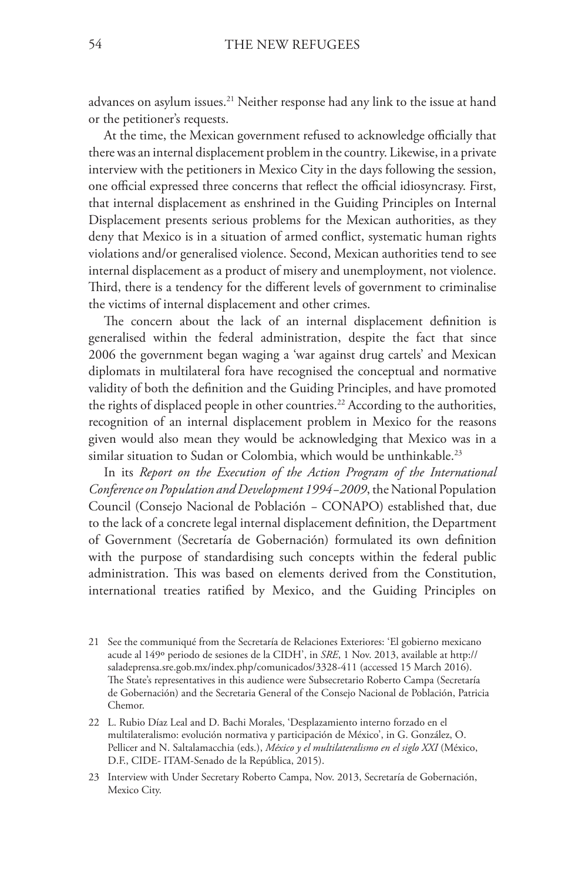advances on asylum issues.[21] Neither response had any link to the issue at hand or the petitioner's requests.

At the time, the Mexican government refused to acknowledge officially that there was an internal displacement problem in the country. Likewise, in a private interview with the petitioners in Mexico City in the days following the session, one official expressed three concerns that reflect the official idiosyncrasy. First, that internal displacement as enshrined in the Guiding Principles on Internal Displacement presents serious problems for the Mexican authorities, as they deny that Mexico is in a situation of armed conflict, systematic human rights violations and/or generalised violence. Second, Mexican authorities tend to see internal displacement as a product of misery and unemployment, not violence. Third, there is a tendency for the different levels of government to criminalise the victims of internal displacement and other crimes.

The concern about the lack of an internal displacement definition is generalised within the federal administration, despite the fact that since 2006 the government began waging a 'war against drug cartels' and Mexican diplomats in multilateral fora have recognised the conceptual and normative validity of both the definition and the Guiding Principles, and have promoted the rights of displaced people in other countries.[22] According to the authorities, recognition of an internal displacement problem in Mexico for the reasons given would also mean they would be acknowledging that Mexico was in a similar situation to Sudan or Colombia, which would be unthinkable.[23]

In its *Report on the Execution of the Action Program of the International Conference on Population and Development 1994–2009*, the National Population Council (Consejo Nacional de Población – CONAPO) established that, due to the lack of a concrete legal internal displacement definition, the Department of Government (Secretaría de Gobernación) formulated its own definition with the purpose of standardising such concepts within the federal public administration. This was based on elements derived from the Constitution, international treaties ratified by Mexico, and the Guiding Principles on

21 See the communiqué from the Secretaría de Relaciones Exteriores: 'El gobierno mexicano acude al 149º periodo de sesiones de la CIDH', in *SRE*, 1 Nov. 2013, available at http://saladeprensa.sre.gob.mx/index.php/comunicados/3328-411 (accessed 15 March 2016). The State's representatives in this audience were Subsecretario Roberto Campa (Secretaría de Gobernación) and the Secretaria General of the Consejo Nacional de Población, Patricia Chemor.

22 L. Rubio Díaz Leal and D. Bachi Morales, 'Desplazamiento interno forzado en el multilateralismo: evolución normativa y participación de México', in G. González, O. Pellicer and N. Saltalamacchia (eds.), *México y el multilateralismo en el siglo XXI* (México, D.F., CIDE- ITAM-Senado de la República, 2015).

23 Interview with Under Secretary Roberto Campa, Nov. 2013, Secretaría de Gobernación, Mexico City.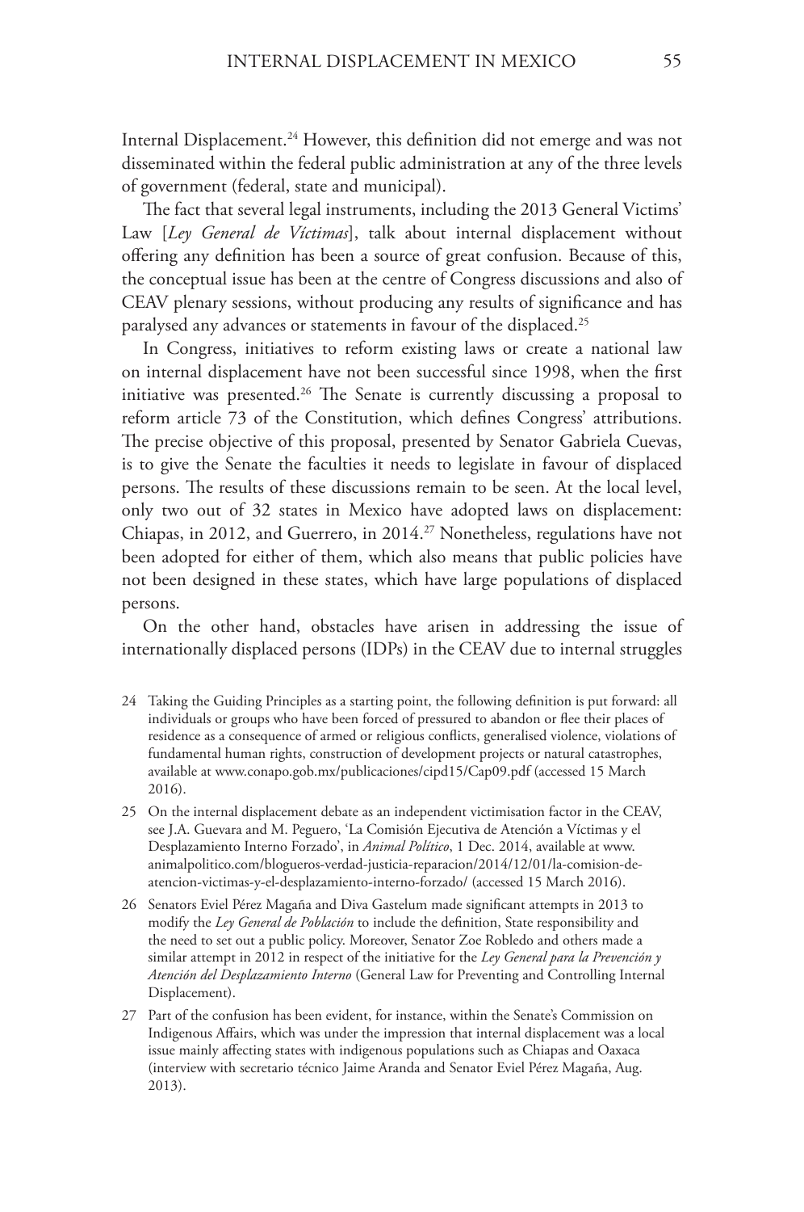Internal Displacement.[24] However, this definition did not emerge and was not disseminated within the federal public administration at any of the three levels of government (federal, state and municipal).

The fact that several legal instruments, including the 2013 General Victims' Law [*Ley General de Víctimas*], talk about internal displacement without offering any definition has been a source of great confusion. Because of this, the conceptual issue has been at the centre of Congress discussions and also of CEAV plenary sessions, without producing any results of significance and has paralysed any advances or statements in favour of the displaced.[25]

In Congress, initiatives to reform existing laws or create a national law on internal displacement have not been successful since 1998, when the first initiative was presented.[26] The Senate is currently discussing a proposal to reform article 73 of the Constitution, which defines Congress' attributions. The precise objective of this proposal, presented by Senator Gabriela Cuevas, is to give the Senate the faculties it needs to legislate in favour of displaced persons. The results of these discussions remain to be seen. At the local level, only two out of 32 states in Mexico have adopted laws on displacement: Chiapas, in 2012, and Guerrero, in 2014.[27] Nonetheless, regulations have not been adopted for either of them, which also means that public policies have not been designed in these states, which have large populations of displaced persons.

On the other hand, obstacles have arisen in addressing the issue of internationally displaced persons (IDPs) in the CEAV due to internal struggles

24 Taking the Guiding Principles as a starting point, the following definition is put forward: all individuals or groups who have been forced of pressured to abandon or flee their places of residence as a consequence of armed or religious conflicts, generalised violence, violations of fundamental human rights, construction of development projects or natural catastrophes, available at www.conapo.gob.mx/publicaciones/cipd15/Cap09.pdf (accessed 15 March 2016).

25 On the internal displacement debate as an independent victimisation factor in the CEAV, see J.A. Guevara and M. Peguero, 'La Comisión Ejecutiva de Atención a Víctimas y el Desplazamiento Interno Forzado', in *Animal Político*, 1 Dec. 2014, available at www.animalpolitico.com/blogueros-verdad-justicia-reparacion/2014/12/01/la-comision-de-atencion-victimas-y-el-desplazamiento-interno-forzado/ (accessed 15 March 2016).

26 Senators Eviel Pérez Magaña and Diva Gastelum made significant attempts in 2013 to modify the *Ley General de Población* to include the definition, State responsibility and the need to set out a public policy. Moreover, Senator Zoe Robledo and others made a similar attempt in 2012 in respect of the initiative for the *Ley General para la Prevención y Atención del Desplazamiento Interno* (General Law for Preventing and Controlling Internal Displacement).

27 Part of the confusion has been evident, for instance, within the Senate's Commission on Indigenous Affairs, which was under the impression that internal displacement was a local issue mainly affecting states with indigenous populations such as Chiapas and Oaxaca (interview with secretario técnico Jaime Aranda and Senator Eviel Pérez Magaña, Aug. 2013).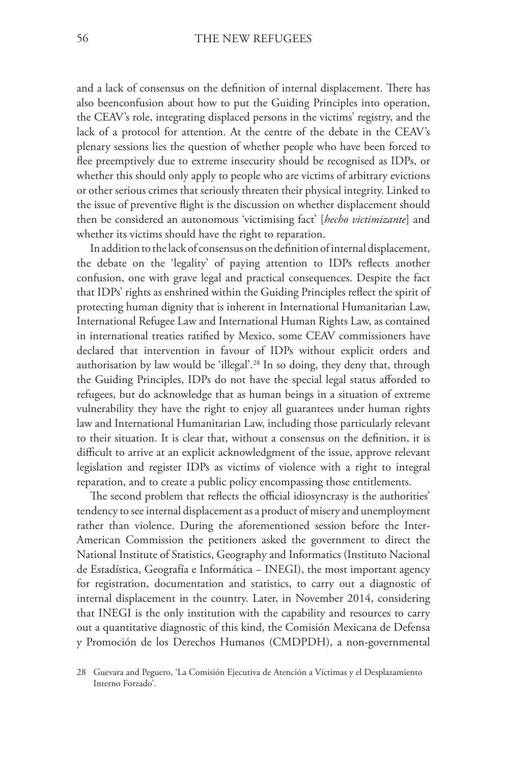and a lack of consensus on the definition of internal displacement. There has also beenconfusion about how to put the Guiding Principles into operation, the CEAV's role, integrating displaced persons in the victims' registry, and the lack of a protocol for attention. At the centre of the debate in the CEAV's plenary sessions lies the question of whether people who have been forced to flee preemptively due to extreme insecurity should be recognised as IDPs, or whether this should only apply to people who are victims of arbitrary evictions or other serious crimes that seriously threaten their physical integrity. Linked to the issue of preventive flight is the discussion on whether displacement should then be considered an autonomous 'victimising fact' [*hecho victimizante*] and whether its victims should have the right to reparation.

In addition to the lack of consensus on the definition of internal displacement, the debate on the 'legality' of paying attention to IDPs reflects another confusion, one with grave legal and practical consequences. Despite the fact that IDPs' rights as enshrined within the Guiding Principles reflect the spirit of protecting human dignity that is inherent in International Humanitarian Law, International Refugee Law and International Human Rights Law, as contained in international treaties ratified by Mexico, some CEAV commissioners have declared that intervention in favour of IDPs without explicit orders and authorisation by law would be 'illegal'.[28] In so doing, they deny that, through the Guiding Principles, IDPs do not have the special legal status afforded to refugees, but do acknowledge that as human beings in a situation of extreme vulnerability they have the right to enjoy all guarantees under human rights law and International Humanitarian Law, including those particularly relevant to their situation. It is clear that, without a consensus on the definition, it is difficult to arrive at an explicit acknowledgment of the issue, approve relevant legislation and register IDPs as victims of violence with a right to integral reparation, and to create a public policy encompassing those entitlements.

The second problem that reflects the official idiosyncrasy is the authorities' tendency to see internal displacement as a product of misery and unemployment rather than violence. During the aforementioned session before the Inter-American Commission the petitioners asked the government to direct the National Institute of Statistics, Geography and Informatics (Instituto Nacional de Estadística, Geografía e Informática – INEGI), the most important agency for registration, documentation and statistics, to carry out a diagnostic of internal displacement in the country. Later, in November 2014, considering that INEGI is the only institution with the capability and resources to carry out a quantitative diagnostic of this kind, the Comisión Mexicana de Defensa y Promoción de los Derechos Humanos (CMDPDH), a non-governmental

28 Guevara and Peguero, 'La Comisión Ejecutiva de Atención a Víctimas y el Desplazamiento Interno Forzado'.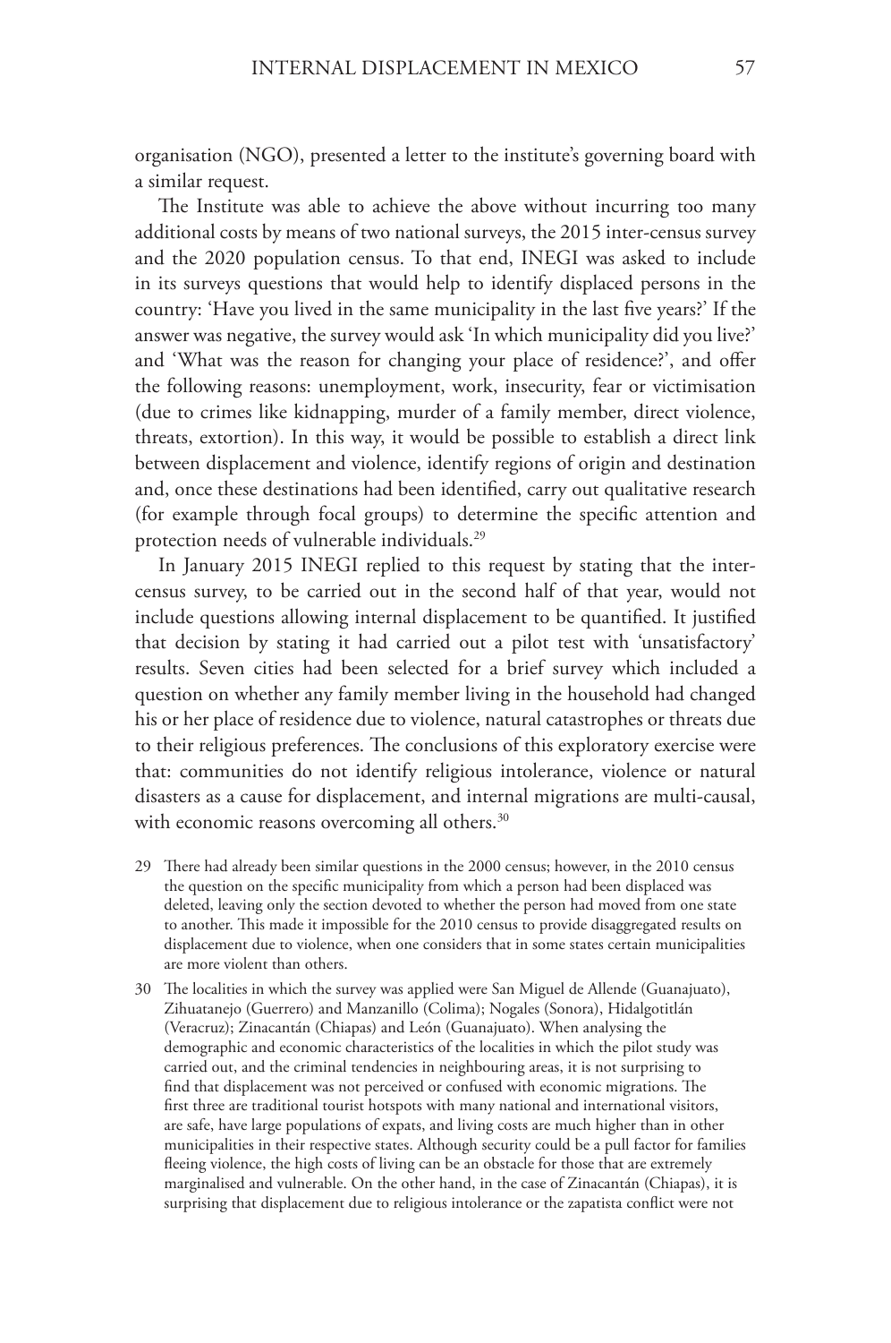organisation (NGO), presented a letter to the institute's governing board with a similar request.

The Institute was able to achieve the above without incurring too many additional costs by means of two national surveys, the 2015 inter-census survey and the 2020 population census. To that end, INEGI was asked to include in its surveys questions that would help to identify displaced persons in the country: 'Have you lived in the same municipality in the last five years?' If the answer was negative, the survey would ask 'In which municipality did you live?' and 'What was the reason for changing your place of residence?', and offer the following reasons: unemployment, work, insecurity, fear or victimisation (due to crimes like kidnapping, murder of a family member, direct violence, threats, extortion). In this way, it would be possible to establish a direct link between displacement and violence, identify regions of origin and destination and, once these destinations had been identified, carry out qualitative research (for example through focal groups) to determine the specific attention and protection needs of vulnerable individuals.[29]

In January 2015 INEGI replied to this request by stating that the inter-census survey, to be carried out in the second half of that year, would not include questions allowing internal displacement to be quantified. It justified that decision by stating it had carried out a pilot test with 'unsatisfactory' results. Seven cities had been selected for a brief survey which included a question on whether any family member living in the household had changed his or her place of residence due to violence, natural catastrophes or threats due to their religious preferences. The conclusions of this exploratory exercise were that: communities do not identify religious intolerance, violence or natural disasters as a cause for displacement, and internal migrations are multi-causal, with economic reasons overcoming all others.[30]

29 There had already been similar questions in the 2000 census; however, in the 2010 census the question on the specific municipality from which a person had been displaced was deleted, leaving only the section devoted to whether the person had moved from one state to another. This made it impossible for the 2010 census to provide disaggregated results on displacement due to violence, when one considers that in some states certain municipalities are more violent than others.

30 The localities in which the survey was applied were San Miguel de Allende (Guanajuato), Zihuatanejo (Guerrero) and Manzanillo (Colima); Nogales (Sonora), Hidalgotitlán (Veracruz); Zinacantán (Chiapas) and León (Guanajuato). When analysing the demographic and economic characteristics of the localities in which the pilot study was carried out, and the criminal tendencies in neighbouring areas, it is not surprising to find that displacement was not perceived or confused with economic migrations. The first three are traditional tourist hotspots with many national and international visitors, are safe, have large populations of expats, and living costs are much higher than in other municipalities in their respective states. Although security could be a pull factor for families fleeing violence, the high costs of living can be an obstacle for those that are extremely marginalised and vulnerable. On the other hand, in the case of Zinacantán (Chiapas), it is surprising that displacement due to religious intolerance or the zapatista conflict were not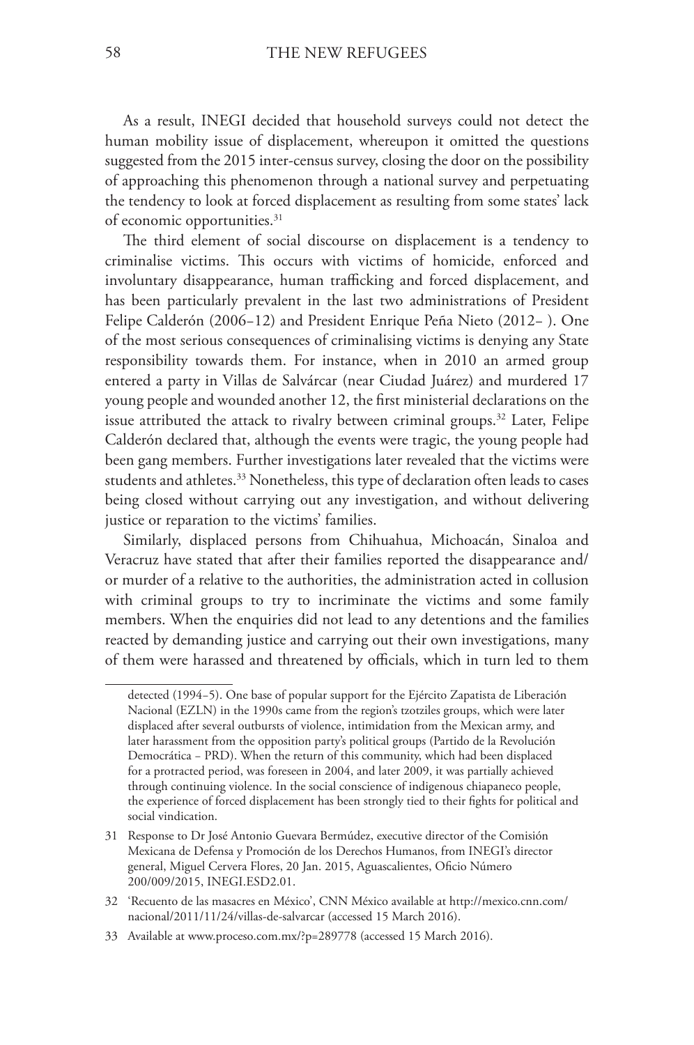As a result, INEGI decided that household surveys could not detect the human mobility issue of displacement, whereupon it omitted the questions suggested from the 2015 inter-census survey, closing the door on the possibility of approaching this phenomenon through a national survey and perpetuating the tendency to look at forced displacement as resulting from some states' lack of economic opportunities.[31]

The third element of social discourse on displacement is a tendency to criminalise victims. This occurs with victims of homicide, enforced and involuntary disappearance, human trafficking and forced displacement, and has been particularly prevalent in the last two administrations of President Felipe Calderón (2006–12) and President Enrique Peña Nieto (2012– ). One of the most serious consequences of criminalising victims is denying any State responsibility towards them. For instance, when in 2010 an armed group entered a party in Villas de Salvárcar (near Ciudad Juárez) and murdered 17 young people and wounded another 12, the first ministerial declarations on the issue attributed the attack to rivalry between criminal groups.[32] Later, Felipe Calderón declared that, although the events were tragic, the young people had been gang members. Further investigations later revealed that the victims were students and athletes.[33] Nonetheless, this type of declaration often leads to cases being closed without carrying out any investigation, and without delivering justice or reparation to the victims' families.

Similarly, displaced persons from Chihuahua, Michoacán, Sinaloa and Veracruz have stated that after their families reported the disappearance and/or murder of a relative to the authorities, the administration acted in collusion with criminal groups to try to incriminate the victims and some family members. When the enquiries did not lead to any detentions and the families reacted by demanding justice and carrying out their own investigations, many of them were harassed and threatened by officials, which in turn led to them

---

detected (1994–5). One base of popular support for the Ejército Zapatista de Liberación Nacional (EZLN) in the 1990s came from the region's tzotziles groups, which were later displaced after several outbursts of violence, intimidation from the Mexican army, and later harassment from the opposition party's political groups (Partido de la Revolución Democrática – PRD). When the return of this community, which had been displaced for a protracted period, was foreseen in 2004, and later 2009, it was partially achieved through continuing violence. In the social conscience of indigenous chiapaneco people, the experience of forced displacement has been strongly tied to their fights for political and social vindication.

31 Response to Dr José Antonio Guevara Bermúdez, executive director of the Comisión Mexicana de Defensa y Promoción de los Derechos Humanos, from INEGI's director general, Miguel Cervera Flores, 20 Jan. 2015, Aguascalientes, Oficio Número 200/009/2015, INEGI.ESD2.01.

32 'Recuento de las masacres en México', CNN México available at http://mexico.cnn.com/nacional/2011/11/24/villas-de-salvarcar (accessed 15 March 2016).

33 Available at www.proceso.com.mx/?p=289778 (accessed 15 March 2016).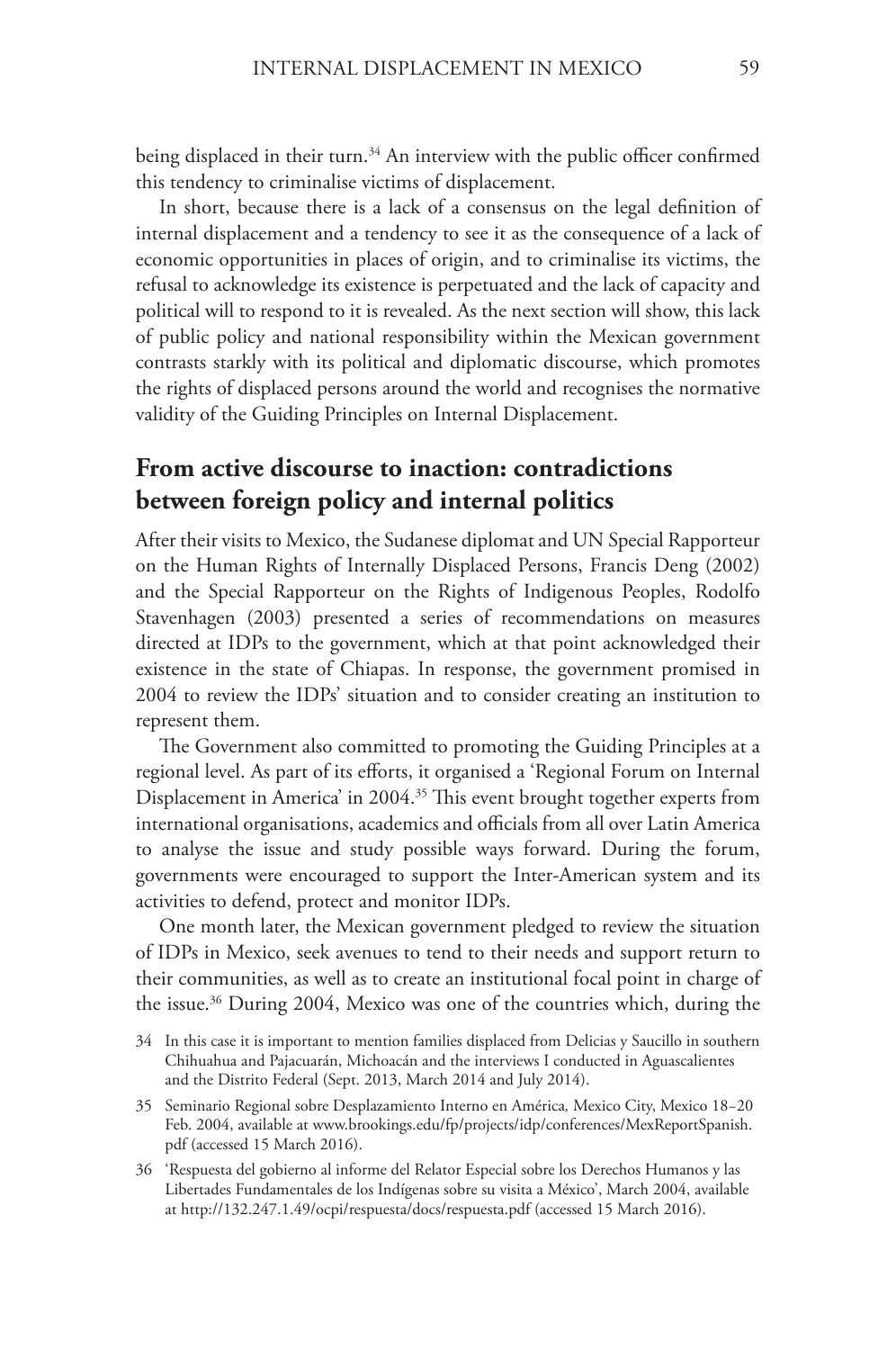being displaced in their turn.[34] An interview with the public officer confirmed this tendency to criminalise victims of displacement.

In short, because there is a lack of a consensus on the legal definition of internal displacement and a tendency to see it as the consequence of a lack of economic opportunities in places of origin, and to criminalise its victims, the refusal to acknowledge its existence is perpetuated and the lack of capacity and political will to respond to it is revealed. As the next section will show, this lack of public policy and national responsibility within the Mexican government contrasts starkly with its political and diplomatic discourse, which promotes the rights of displaced persons around the world and recognises the normative validity of the Guiding Principles on Internal Displacement.

## From active discourse to inaction: contradictions between foreign policy and internal politics

After their visits to Mexico, the Sudanese diplomat and UN Special Rapporteur on the Human Rights of Internally Displaced Persons, Francis Deng (2002) and the Special Rapporteur on the Rights of Indigenous Peoples, Rodolfo Stavenhagen (2003) presented a series of recommendations on measures directed at IDPs to the government, which at that point acknowledged their existence in the state of Chiapas. In response, the government promised in 2004 to review the IDPs' situation and to consider creating an institution to represent them.

The Government also committed to promoting the Guiding Principles at a regional level. As part of its efforts, it organised a 'Regional Forum on Internal Displacement in America' in 2004.[35] This event brought together experts from international organisations, academics and officials from all over Latin America to analyse the issue and study possible ways forward. During the forum, governments were encouraged to support the Inter-American system and its activities to defend, protect and monitor IDPs.

One month later, the Mexican government pledged to review the situation of IDPs in Mexico, seek avenues to tend to their needs and support return to their communities, as well as to create an institutional focal point in charge of the issue.[36] During 2004, Mexico was one of the countries which, during the

34 In this case it is important to mention families displaced from Delicias y Saucillo in southern Chihuahua and Pajacuarán, Michoacán and the interviews I conducted in Aguascalientes and the Distrito Federal (Sept. 2013, March 2014 and July 2014).

35 Seminario Regional sobre Desplazamiento Interno en América*,* Mexico City, Mexico 18–20 Feb. 2004, available at www.brookings.edu/fp/projects/idp/conferences/MexReportSpanish.pdf (accessed 15 March 2016).

36 'Respuesta del gobierno al informe del Relator Especial sobre los Derechos Humanos y las Libertades Fundamentales de los Indígenas sobre su visita a México', March 2004, available at http://132.247.1.49/ocpi/respuesta/docs/respuesta.pdf (accessed 15 March 2016).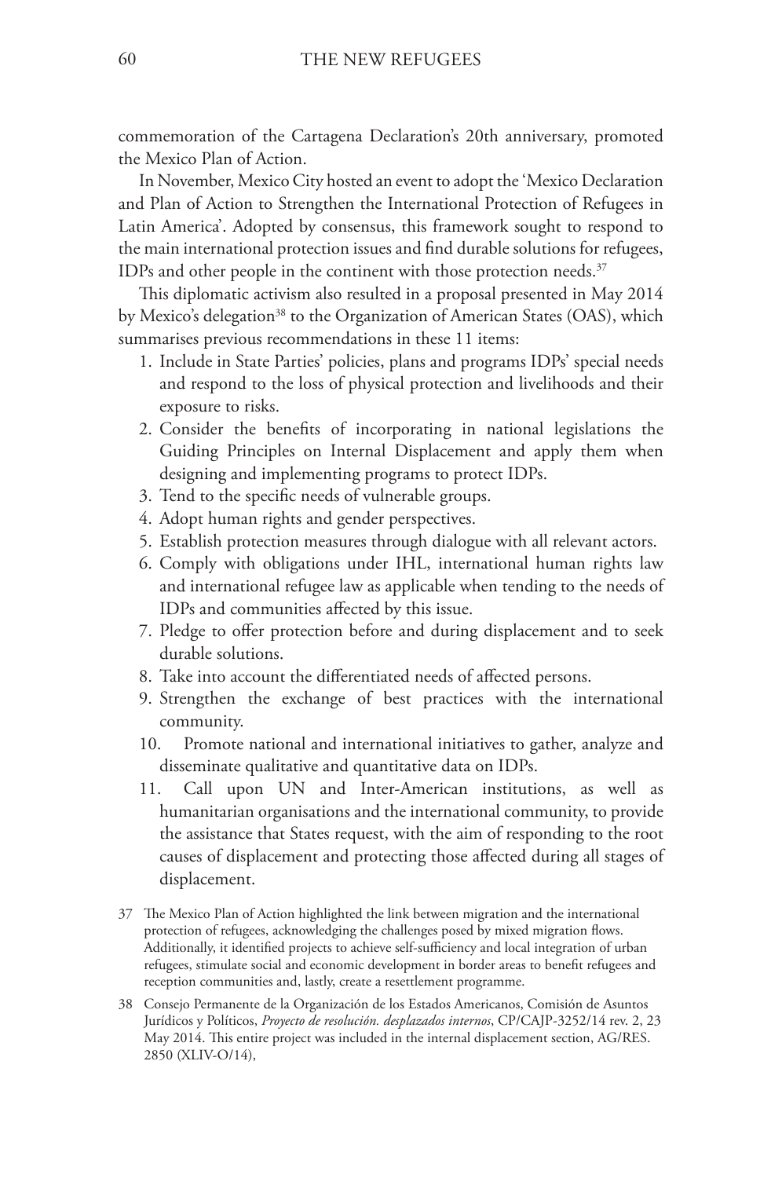commemoration of the Cartagena Declaration's 20th anniversary, promoted the Mexico Plan of Action.

In November, Mexico City hosted an event to adopt the 'Mexico Declaration and Plan of Action to Strengthen the International Protection of Refugees in Latin America'. Adopted by consensus, this framework sought to respond to the main international protection issues and find durable solutions for refugees, IDPs and other people in the continent with those protection needs.[37]

This diplomatic activism also resulted in a proposal presented in May 2014 by Mexico's delegation[38] to the Organization of American States (OAS), which summarises previous recommendations in these 11 items:

1. Include in State Parties' policies, plans and programs IDPs' special needs and respond to the loss of physical protection and livelihoods and their exposure to risks.
2. Consider the benefits of incorporating in national legislations the Guiding Principles on Internal Displacement and apply them when designing and implementing programs to protect IDPs.
3. Tend to the specific needs of vulnerable groups.
4. Adopt human rights and gender perspectives.
5. Establish protection measures through dialogue with all relevant actors.
6. Comply with obligations under IHL, international human rights law and international refugee law as applicable when tending to the needs of IDPs and communities affected by this issue.
7. Pledge to offer protection before and during displacement and to seek durable solutions.
8. Take into account the differentiated needs of affected persons.
9. Strengthen the exchange of best practices with the international community.
10. Promote national and international initiatives to gather, analyze and disseminate qualitative and quantitative data on IDPs.
11. Call upon UN and Inter-American institutions, as well as humanitarian organisations and the international community, to provide the assistance that States request, with the aim of responding to the root causes of displacement and protecting those affected during all stages of displacement.

[37] The Mexico Plan of Action highlighted the link between migration and the international protection of refugees, acknowledging the challenges posed by mixed migration flows. Additionally, it identified projects to achieve self-sufficiency and local integration of urban refugees, stimulate social and economic development in border areas to benefit refugees and reception communities and, lastly, create a resettlement programme.

[38] Consejo Permanente de la Organización de los Estados Americanos, Comisión de Asuntos Jurídicos y Políticos, *Proyecto de resolución. desplazados internos*, CP/CAJP-3252/14 rev. 2, 23 May 2014. This entire project was included in the internal displacement section, AG/RES. 2850 (XLIV-O/14),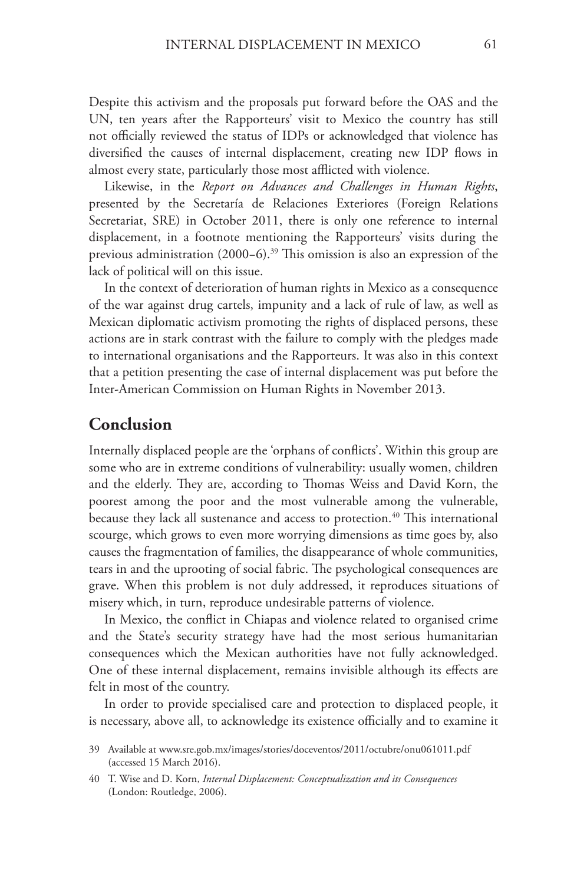Despite this activism and the proposals put forward before the OAS and the UN, ten years after the Rapporteurs' visit to Mexico the country has still not officially reviewed the status of IDPs or acknowledged that violence has diversified the causes of internal displacement, creating new IDP flows in almost every state, particularly those most afflicted with violence.

Likewise, in the *Report on Advances and Challenges in Human Rights*, presented by the Secretaría de Relaciones Exteriores (Foreign Relations Secretariat, SRE) in October 2011, there is only one reference to internal displacement, in a footnote mentioning the Rapporteurs' visits during the previous administration (2000–6).[39] This omission is also an expression of the lack of political will on this issue.

In the context of deterioration of human rights in Mexico as a consequence of the war against drug cartels, impunity and a lack of rule of law, as well as Mexican diplomatic activism promoting the rights of displaced persons, these actions are in stark contrast with the failure to comply with the pledges made to international organisations and the Rapporteurs. It was also in this context that a petition presenting the case of internal displacement was put before the Inter-American Commission on Human Rights in November 2013.

## Conclusion

Internally displaced people are the 'orphans of conflicts'. Within this group are some who are in extreme conditions of vulnerability: usually women, children and the elderly. They are, according to Thomas Weiss and David Korn, the poorest among the poor and the most vulnerable among the vulnerable, because they lack all sustenance and access to protection.[40] This international scourge, which grows to even more worrying dimensions as time goes by, also causes the fragmentation of families, the disappearance of whole communities, tears in and the uprooting of social fabric. The psychological consequences are grave. When this problem is not duly addressed, it reproduces situations of misery which, in turn, reproduce undesirable patterns of violence.

In Mexico, the conflict in Chiapas and violence related to organised crime and the State's security strategy have had the most serious humanitarian consequences which the Mexican authorities have not fully acknowledged. One of these internal displacement, remains invisible although its effects are felt in most of the country.

In order to provide specialised care and protection to displaced people, it is necessary, above all, to acknowledge its existence officially and to examine it

39 Available at www.sre.gob.mx/images/stories/doceventos/2011/octubre/onu061011.pdf (accessed 15 March 2016).

40 T. Wise and D. Korn, *Internal Displacement: Conceptualization and its Consequences* (London: Routledge, 2006).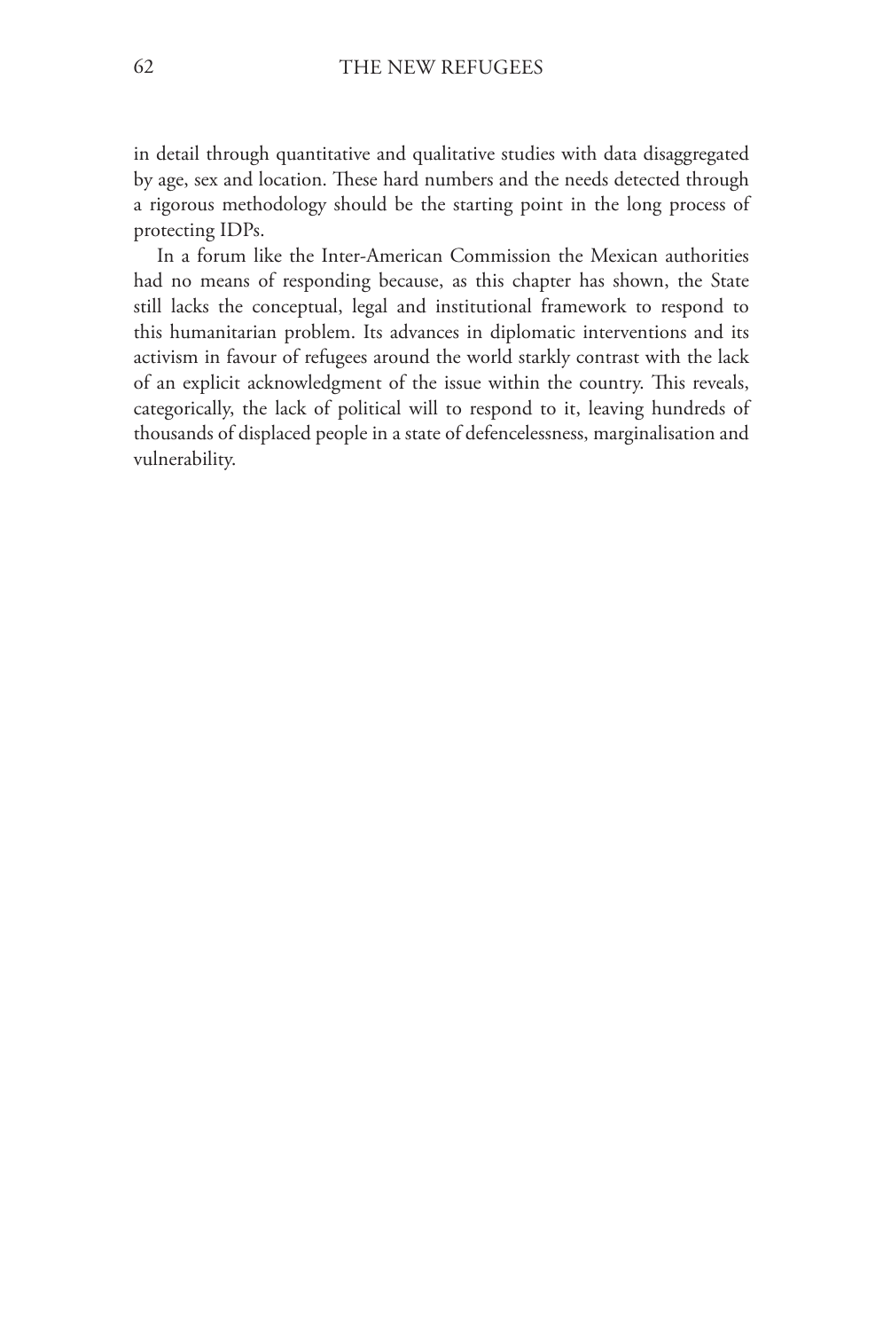in detail through quantitative and qualitative studies with data disaggregated by age, sex and location. These hard numbers and the needs detected through a rigorous methodology should be the starting point in the long process of protecting IDPs.

In a forum like the Inter-American Commission the Mexican authorities had no means of responding because, as this chapter has shown, the State still lacks the conceptual, legal and institutional framework to respond to this humanitarian problem. Its advances in diplomatic interventions and its activism in favour of refugees around the world starkly contrast with the lack of an explicit acknowledgment of the issue within the country. This reveals, categorically, the lack of political will to respond to it, leaving hundreds of thousands of displaced people in a state of defencelessness, marginalisation and vulnerability.